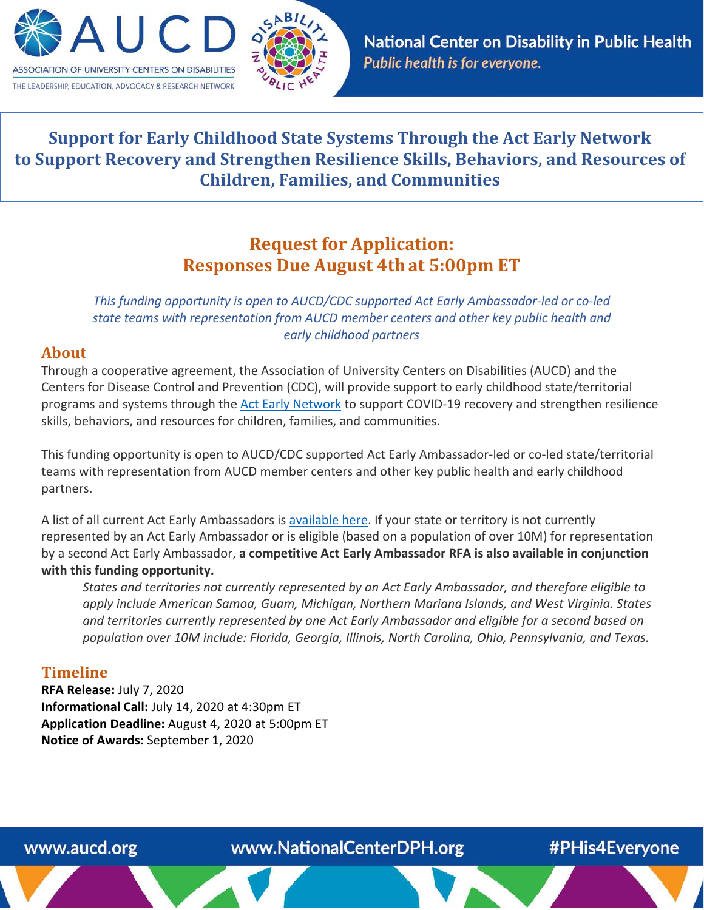# Support for Early Childhood State Systems Through the Act Early Network to Support Recovery and Strengthen Resilience Skills, Behaviors, and Resources of Children, Families, and Communities

## Request for Application: Responses Due August 4th at 5:00pm ET

*This funding opportunity is open to AUCD/CDC supported Act Early Ambassador-led or co-led state teams with representation from AUCD member centers and other key public health and early childhood partners*

## About

Through a cooperative agreement, the Association of University Centers on Disabilities (AUCD) and the Centers for Disease Control and Prevention (CDC), will provide support to early childhood state/territorial programs and systems through the Act Early Network to support COVID-19 recovery and strengthen resilience skills, behaviors, and resources for children, families, and communities.

This funding opportunity is open to AUCD/CDC supported Act Early Ambassador-led or co-led state/territorial teams with representation from AUCD member centers and other key public health and early childhood partners.

A list of all current Act Early Ambassadors is available here. If your state or territory is not currently represented by an Act Early Ambassador or is eligible (based on a population of over 10M) for representation by a second Act Early Ambassador, **a competitive Act Early Ambassador RFA is also available in conjunction with this funding opportunity.**

> *States and territories not currently represented by an Act Early Ambassador, and therefore eligible to apply include American Samoa, Guam, Michigan, Northern Mariana Islands, and West Virginia. States and territories currently represented by one Act Early Ambassador and eligible for a second based on population over 10M include: Florida, Georgia, Illinois, North Carolina, Ohio, Pennsylvania, and Texas.*

## Timeline

**RFA Release:** July 7, 2020
**Informational Call:** July 14, 2020 at 4:30pm ET
**Application Deadline:** August 4, 2020 at 5:00pm ET
**Notice of Awards:** September 1, 2020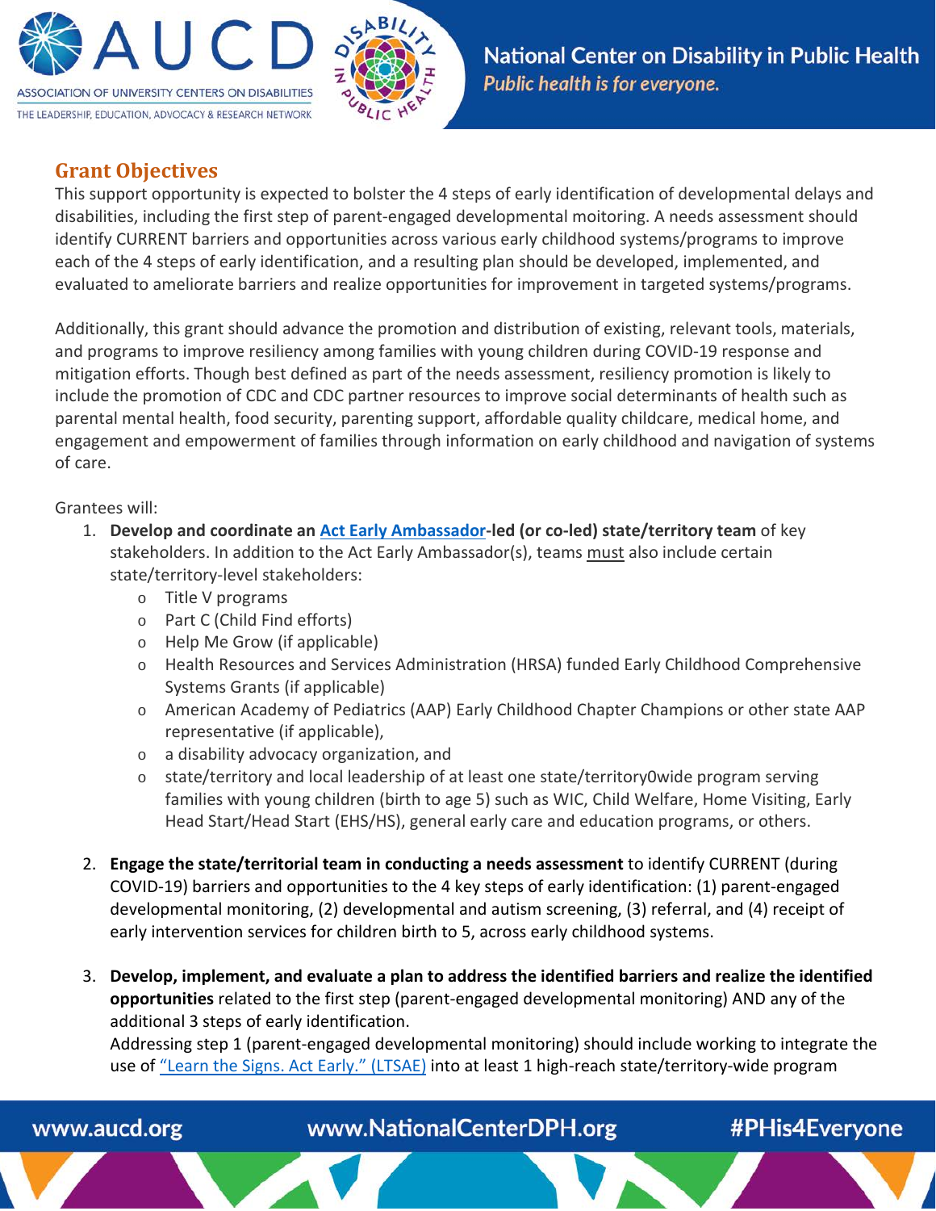## Grant Objectives

This support opportunity is expected to bolster the 4 steps of early identification of developmental delays and disabilities, including the first step of parent-engaged developmental moitoring. A needs assessment should identify CURRENT barriers and opportunities across various early childhood systems/programs to improve each of the 4 steps of early identification, and a resulting plan should be developed, implemented, and evaluated to ameliorate barriers and realize opportunities for improvement in targeted systems/programs.

Additionally, this grant should advance the promotion and distribution of existing, relevant tools, materials, and programs to improve resiliency among families with young children during COVID-19 response and mitigation efforts. Though best defined as part of the needs assessment, resiliency promotion is likely to include the promotion of CDC and CDC partner resources to improve social determinants of health such as parental mental health, food security, parenting support, affordable quality childcare, medical home, and engagement and empowerment of families through information on early childhood and navigation of systems of care.

Grantees will:

1. **Develop and coordinate an Act Early Ambassador-led (or co-led) state/territory team** of key stakeholders. In addition to the Act Early Ambassador(s), teams must also include certain state/territory-level stakeholders:
   - Title V programs
   - Part C (Child Find efforts)
   - Help Me Grow (if applicable)
   - Health Resources and Services Administration (HRSA) funded Early Childhood Comprehensive Systems Grants (if applicable)
   - American Academy of Pediatrics (AAP) Early Childhood Chapter Champions or other state AAP representative (if applicable),
   - a disability advocacy organization, and
   - state/territory and local leadership of at least one state/territory0wide program serving families with young children (birth to age 5) such as WIC, Child Welfare, Home Visiting, Early Head Start/Head Start (EHS/HS), general early care and education programs, or others.

2. **Engage the state/territorial team in conducting a needs assessment** to identify CURRENT (during COVID-19) barriers and opportunities to the 4 key steps of early identification: (1) parent-engaged developmental monitoring, (2) developmental and autism screening, (3) referral, and (4) receipt of early intervention services for children birth to 5, across early childhood systems.

3. **Develop, implement, and evaluate a plan to address the identified barriers and realize the identified opportunities** related to the first step (parent-engaged developmental monitoring) AND any of the additional 3 steps of early identification.
   Addressing step 1 (parent-engaged developmental monitoring) should include working to integrate the use of "Learn the Signs. Act Early." (LTSAE) into at least 1 high-reach state/territory-wide program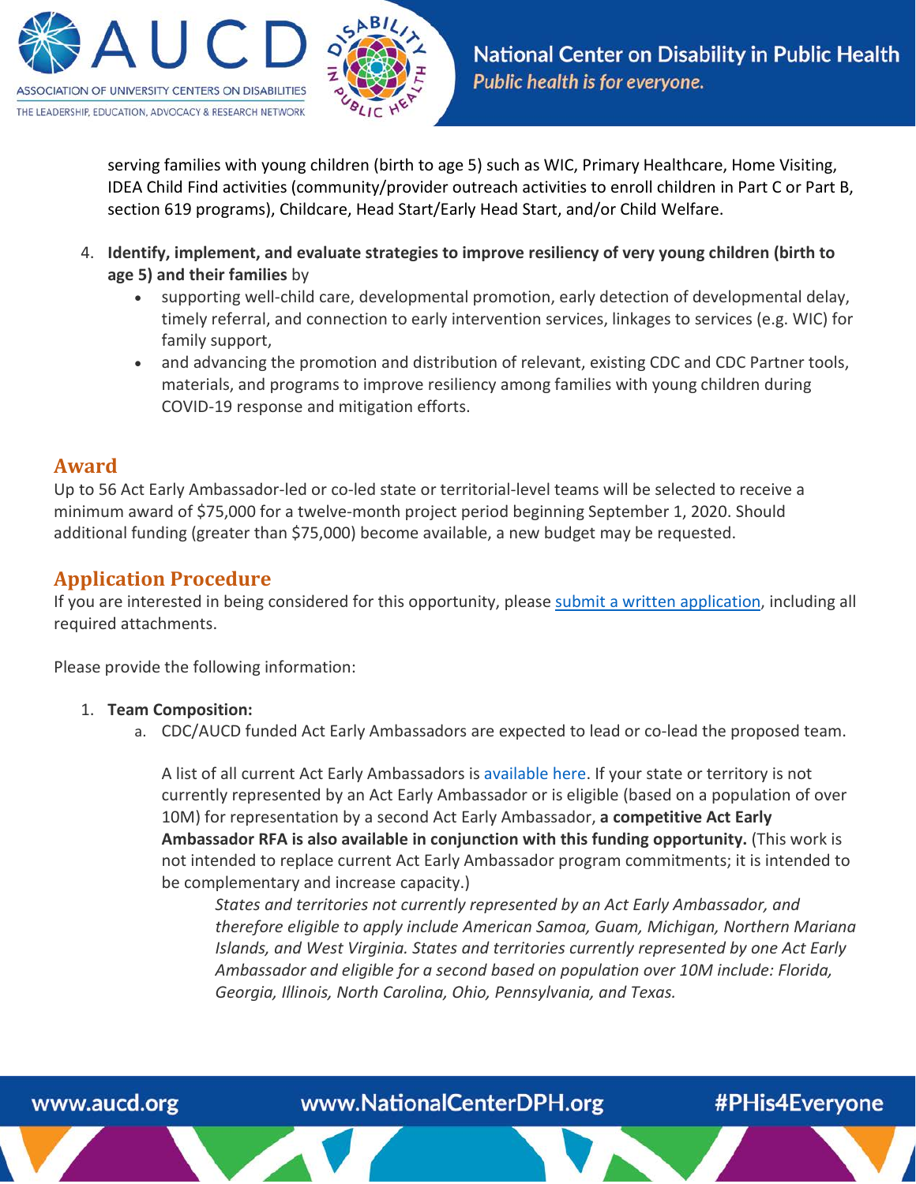serving families with young children (birth to age 5) such as WIC, Primary Healthcare, Home Visiting, IDEA Child Find activities (community/provider outreach activities to enroll children in Part C or Part B, section 619 programs), Childcare, Head Start/Early Head Start, and/or Child Welfare.

4. **Identify, implement, and evaluate strategies to improve resiliency of very young children (birth to age 5) and their families** by
   - supporting well-child care, developmental promotion, early detection of developmental delay, timely referral, and connection to early intervention services, linkages to services (e.g. WIC) for family support,
   - and advancing the promotion and distribution of relevant, existing CDC and CDC Partner tools, materials, and programs to improve resiliency among families with young children during COVID-19 response and mitigation efforts.

## Award

Up to 56 Act Early Ambassador-led or co-led state or territorial-level teams will be selected to receive a minimum award of $75,000 for a twelve-month project period beginning September 1, 2020. Should additional funding (greater than $75,000) become available, a new budget may be requested.

## Application Procedure

If you are interested in being considered for this opportunity, please submit a written application, including all required attachments.

Please provide the following information:

1. **Team Composition:**
   a. CDC/AUCD funded Act Early Ambassadors are expected to lead or co-lead the proposed team.

      A list of all current Act Early Ambassadors is available here. If your state or territory is not currently represented by an Act Early Ambassador or is eligible (based on a population of over 10M) for representation by a second Act Early Ambassador, **a competitive Act Early Ambassador RFA is also available in conjunction with this funding opportunity.** (This work is not intended to replace current Act Early Ambassador program commitments; it is intended to be complementary and increase capacity.)

      *States and territories not currently represented by an Act Early Ambassador, and therefore eligible to apply include American Samoa, Guam, Michigan, Northern Mariana Islands, and West Virginia. States and territories currently represented by one Act Early Ambassador and eligible for a second based on population over 10M include: Florida, Georgia, Illinois, North Carolina, Ohio, Pennsylvania, and Texas.*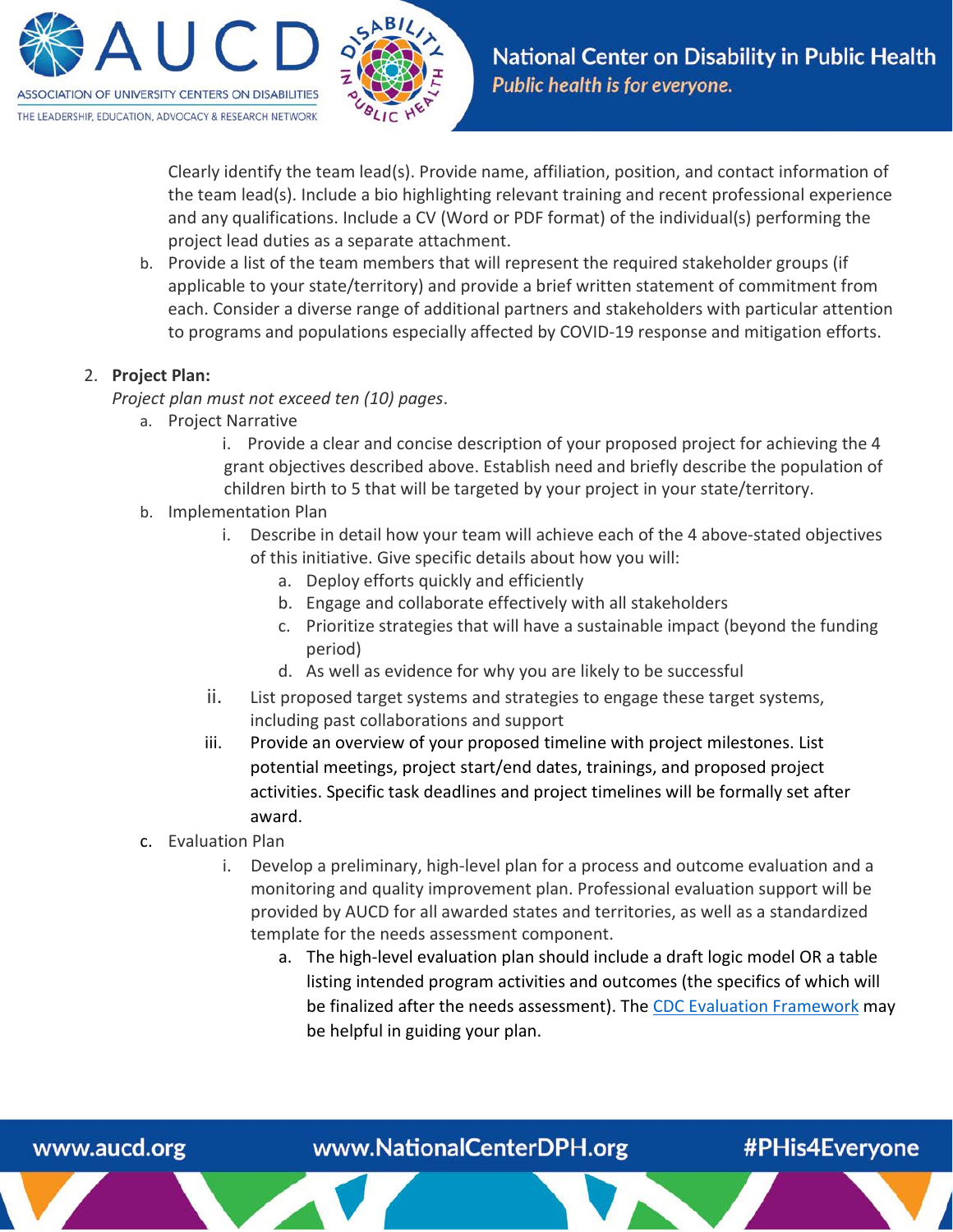Clearly identify the team lead(s). Provide name, affiliation, position, and contact information of the team lead(s). Include a bio highlighting relevant training and recent professional experience and any qualifications. Include a CV (Word or PDF format) of the individual(s) performing the project lead duties as a separate attachment.

b. Provide a list of the team members that will represent the required stakeholder groups (if applicable to your state/territory) and provide a brief written statement of commitment from each. Consider a diverse range of additional partners and stakeholders with particular attention to programs and populations especially affected by COVID-19 response and mitigation efforts.

2. **Project Plan:**

   *Project plan must not exceed ten (10) pages*.

   a. Project Narrative
      i. Provide a clear and concise description of your proposed project for achieving the 4 grant objectives described above. Establish need and briefly describe the population of children birth to 5 that will be targeted by your project in your state/territory.

   b. Implementation Plan
      i. Describe in detail how your team will achieve each of the 4 above-stated objectives of this initiative. Give specific details about how you will:
         a. Deploy efforts quickly and efficiently
         b. Engage and collaborate effectively with all stakeholders
         c. Prioritize strategies that will have a sustainable impact (beyond the funding period)
         d. As well as evidence for why you are likely to be successful
      ii. List proposed target systems and strategies to engage these target systems, including past collaborations and support
      iii. Provide an overview of your proposed timeline with project milestones. List potential meetings, project start/end dates, trainings, and proposed project activities. Specific task deadlines and project timelines will be formally set after award.

   c. Evaluation Plan
      i. Develop a preliminary, high-level plan for a process and outcome evaluation and a monitoring and quality improvement plan. Professional evaluation support will be provided by AUCD for all awarded states and territories, as well as a standardized template for the needs assessment component.
         a. The high-level evaluation plan should include a draft logic model OR a table listing intended program activities and outcomes (the specifics of which will be finalized after the needs assessment). The CDC Evaluation Framework may be helpful in guiding your plan.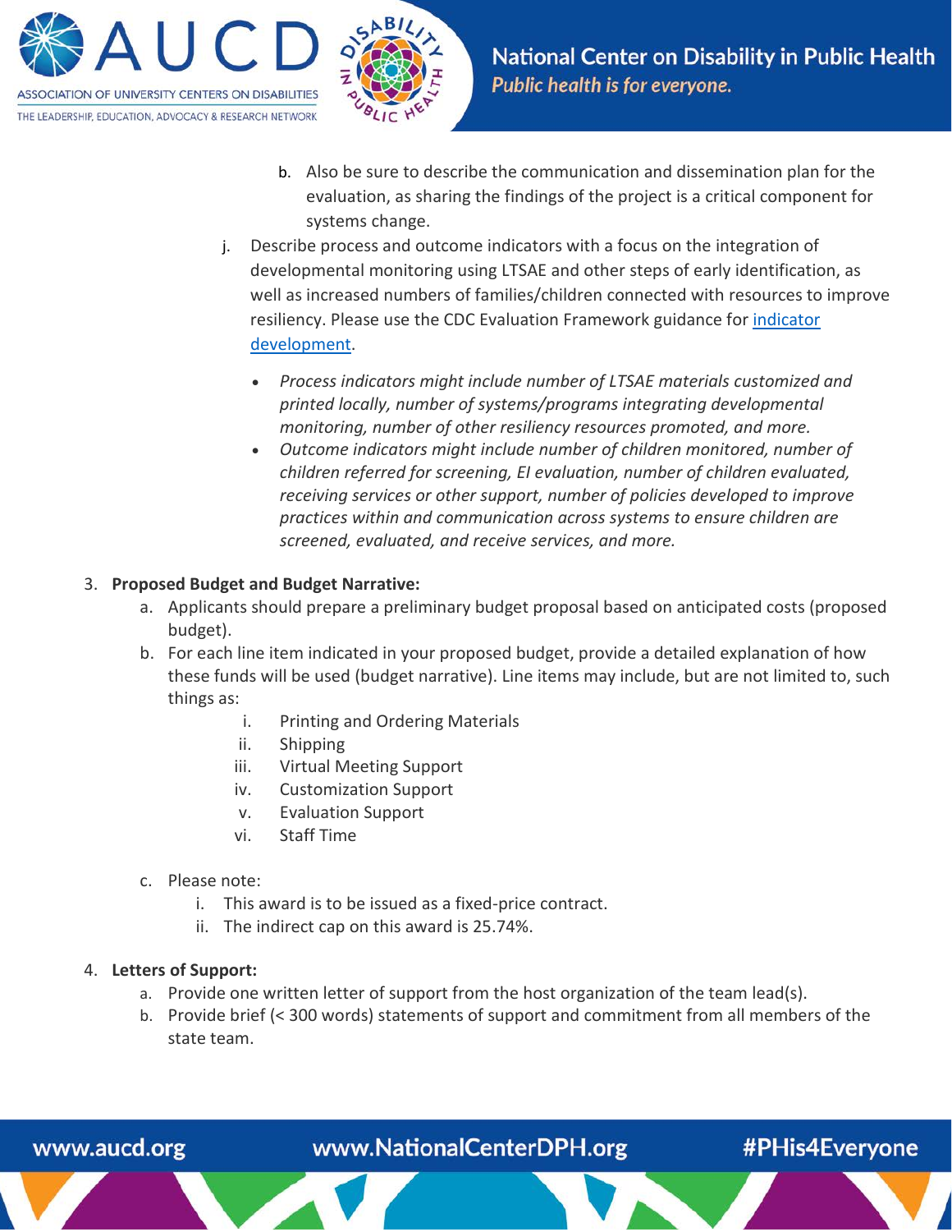b. Also be sure to describe the communication and dissemination plan for the evaluation, as sharing the findings of the project is a critical component for systems change.

j. Describe process and outcome indicators with a focus on the integration of developmental monitoring using LTSAE and other steps of early identification, as well as increased numbers of families/children connected with resources to improve resiliency. Please use the CDC Evaluation Framework guidance for [indicator development](indicator development).

- *Process indicators might include number of LTSAE materials customized and printed locally, number of systems/programs integrating developmental monitoring, number of other resiliency resources promoted, and more.*
- *Outcome indicators might include number of children monitored, number of children referred for screening, EI evaluation, number of children evaluated, receiving services or other support, number of policies developed to improve practices within and communication across systems to ensure children are screened, evaluated, and receive services, and more.*

3. **Proposed Budget and Budget Narrative:**
   a. Applicants should prepare a preliminary budget proposal based on anticipated costs (proposed budget).
   b. For each line item indicated in your proposed budget, provide a detailed explanation of how these funds will be used (budget narrative). Line items may include, but are not limited to, such things as:
      i. Printing and Ordering Materials
      ii. Shipping
      iii. Virtual Meeting Support
      iv. Customization Support
      v. Evaluation Support
      vi. Staff Time
   c. Please note:
      i. This award is to be issued as a fixed-price contract.
      ii. The indirect cap on this award is 25.74%.

4. **Letters of Support:**
   a. Provide one written letter of support from the host organization of the team lead(s).
   b. Provide brief (< 300 words) statements of support and commitment from all members of the state team.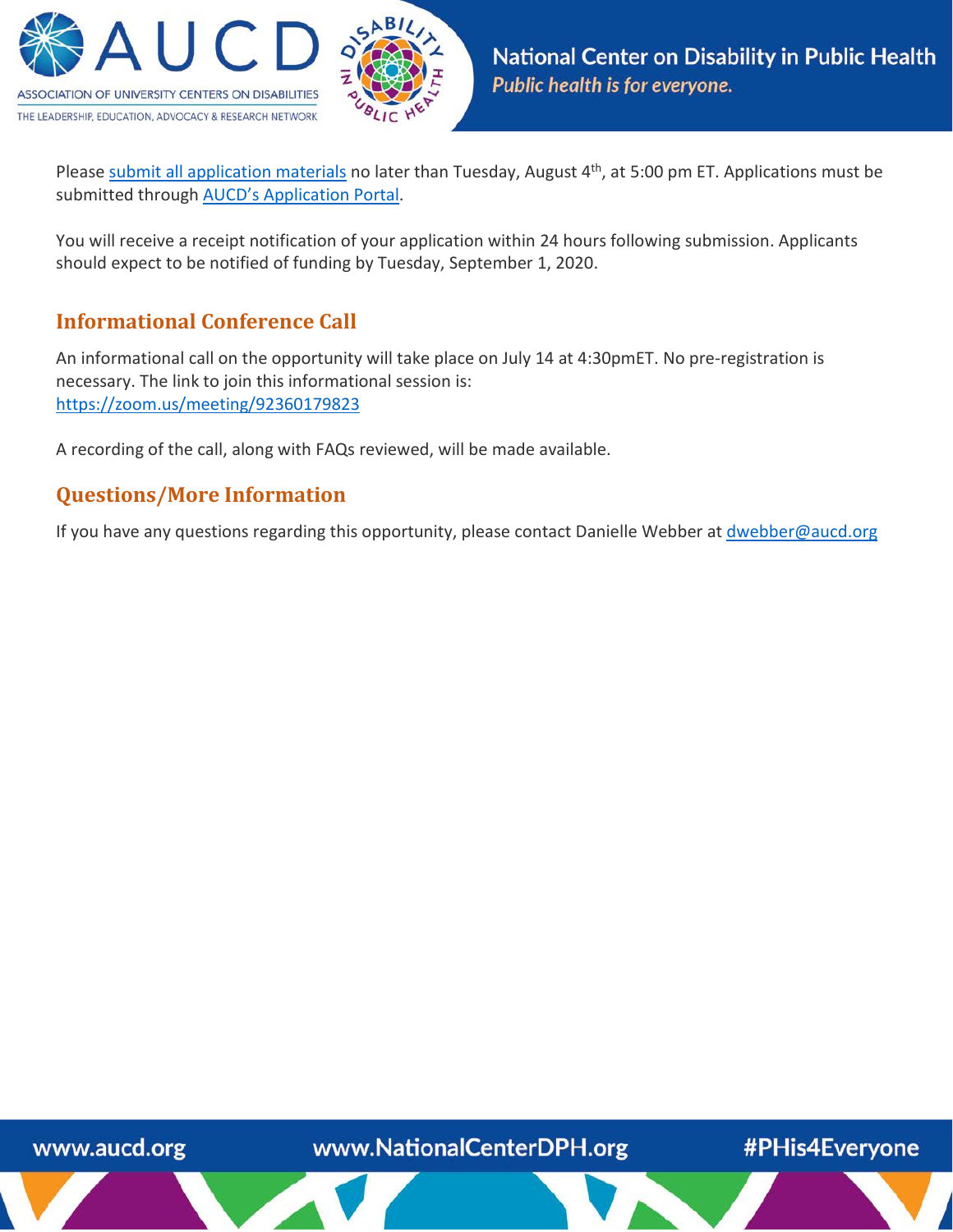Please [submit all application materials](#) no later than Tuesday, August 4th, at 5:00 pm ET. Applications must be submitted through [AUCD's Application Portal](#).

You will receive a receipt notification of your application within 24 hours following submission. Applicants should expect to be notified of funding by Tuesday, September 1, 2020.

## Informational Conference Call

An informational call on the opportunity will take place on July 14 at 4:30pmET. No pre-registration is necessary. The link to join this informational session is:
https://zoom.us/meeting/92360179823

A recording of the call, along with FAQs reviewed, will be made available.

## Questions/More Information

If you have any questions regarding this opportunity, please contact Danielle Webber at dwebber@aucd.org